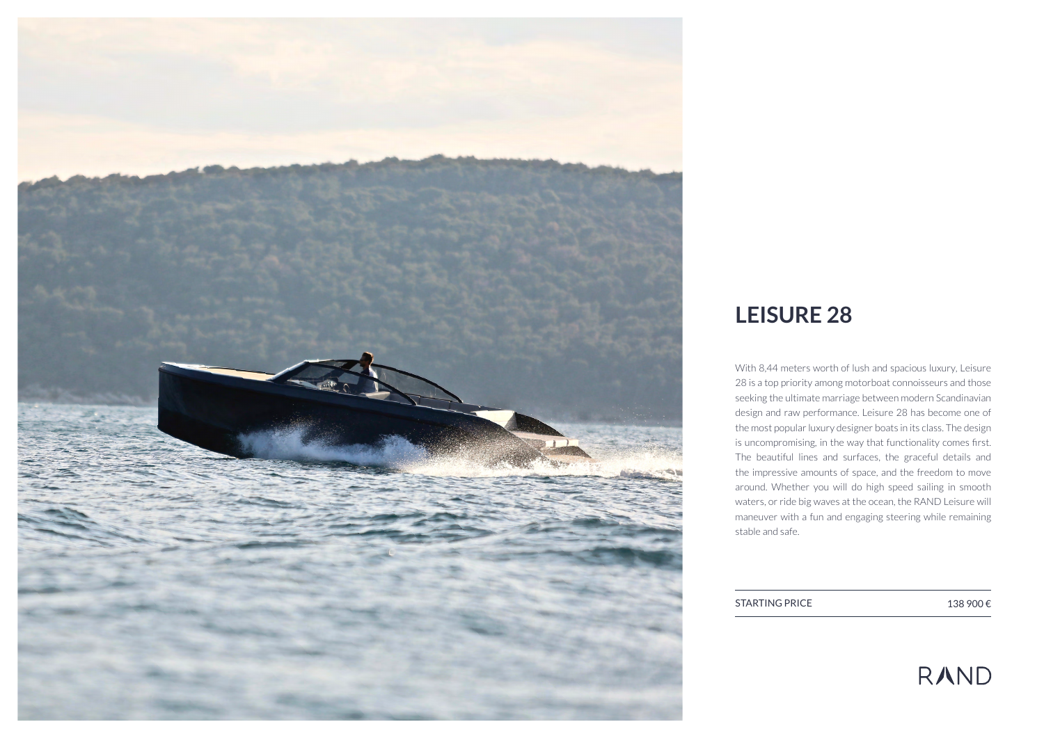# LEISURE 28

With 8,44 meters worth of lush and spacious luxury, Leisure 28 is a top priority among motorboat connoisseurs and those seeking the ultimate marriage between modern Scandinavian design and raw performance. Leisure 28 has become one of the most popular luxury designer boats in its class. The design is uncompromising, in the way that functionality comes first. The beautiful lines and surfaces, the graceful details and the impressive amounts of space, and the freedom to move around. Whether you will do high speed sailing in smooth waters, or ride big waves at the ocean, the RAND Leisure will maneuver with a fun and engaging steering while remaining stable and safe.

| STARTING PRICE | 138 900 € |
| --- | --- |

RAND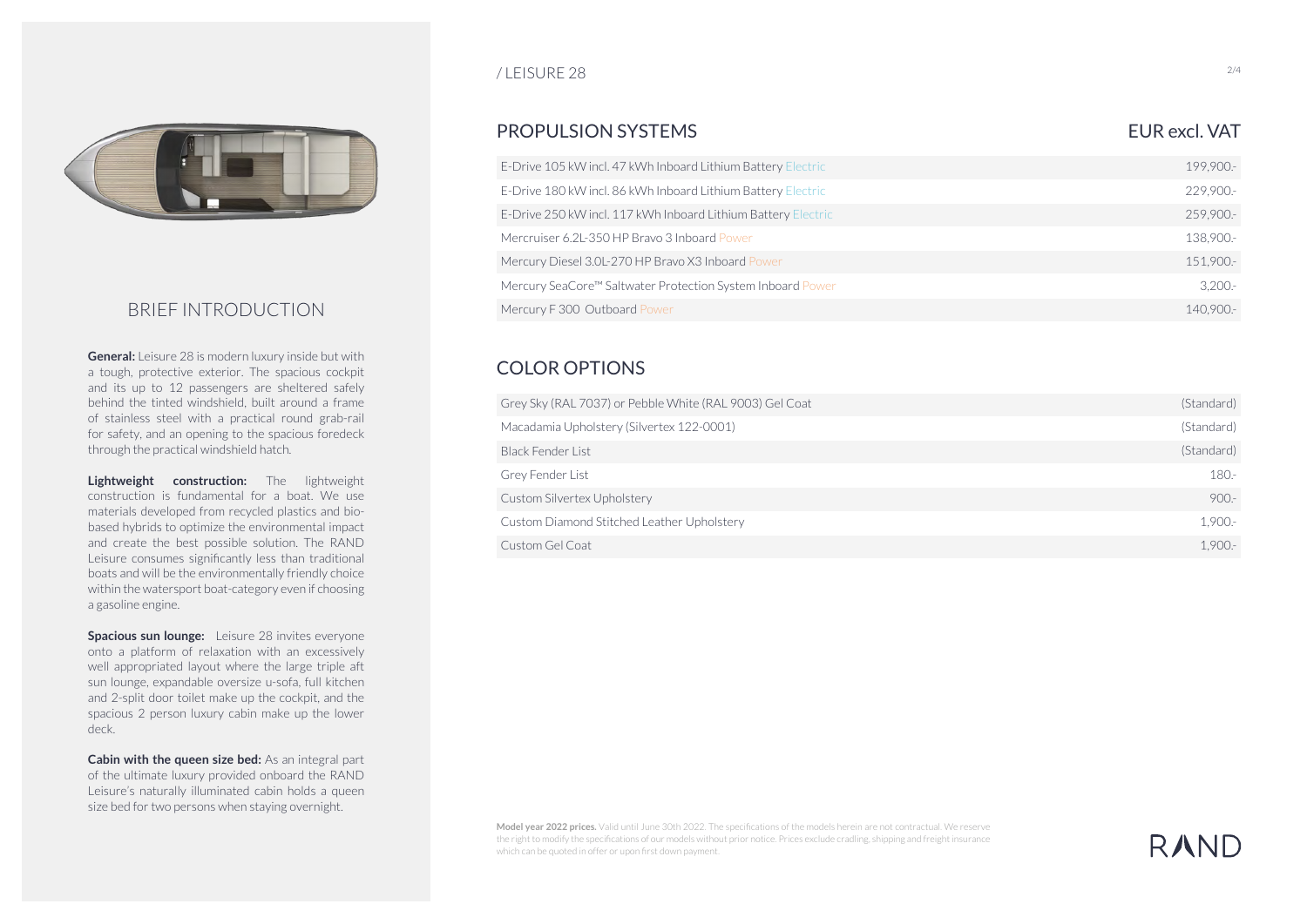/ LEISURE 28

## BRIEF INTRODUCTION

**General:** Leisure 28 is modern luxury inside but with a tough, protective exterior. The spacious cockpit and its up to 12 passengers are sheltered safely behind the tinted windshield, built around a frame of stainless steel with a practical round grab-rail for safety, and an opening to the spacious foredeck through the practical windshield hatch.

**Lightweight construction:** The lightweight construction is fundamental for a boat. We use materials developed from recycled plastics and bio-based hybrids to optimize the environmental impact and create the best possible solution. The RAND Leisure consumes significantly less than traditional boats and will be the environmentally friendly choice within the watersport boat-category even if choosing a gasoline engine.

**Spacious sun lounge:** Leisure 28 invites everyone onto a platform of relaxation with an excessively well appropriated layout where the large triple aft sun lounge, expandable oversize u-sofa, full kitchen and 2-split door toilet make up the cockpit, and the spacious 2 person luxury cabin make up the lower deck.

**Cabin with the queen size bed:** As an integral part of the ultimate luxury provided onboard the RAND Leisure's naturally illuminated cabin holds a queen size bed for two persons when staying overnight.

## PROPULSION SYSTEMS

| PROPULSION SYSTEMS | EUR excl. VAT |
|---|---|
| E-Drive 105 kW incl. 47 kWh Inboard Lithium Battery Electric | 199,900.- |
| E-Drive 180 kW incl. 86 kWh Inboard Lithium Battery Electric | 229,900.- |
| E-Drive 250 kW incl. 117 kWh Inboard Lithium Battery Electric | 259,900.- |
| Mercruiser 6.2L-350 HP Bravo 3 Inboard Power | 138,900.- |
| Mercury Diesel 3.0L-270 HP Bravo X3 Inboard Power | 151,900.- |
| Mercury SeaCore™ Saltwater Protection System Inboard Power | 3,200.- |
| Mercury F 300 Outboard Power | 140,900.- |

## COLOR OPTIONS

| COLOR OPTIONS | |
|---|---|
| Grey Sky (RAL 7037) or Pebble White (RAL 9003) Gel Coat | (Standard) |
| Macadamia Upholstery (Silvertex 122-0001) | (Standard) |
| Black Fender List | (Standard) |
| Grey Fender List | 180.- |
| Custom Silvertex Upholstery | 900.- |
| Custom Diamond Stitched Leather Upholstery | 1,900.- |
| Custom Gel Coat | 1,900.- |

**Model year 2022 prices.** Valid until June 30th 2022. The specifications of the models herein are not contractual. We reserve the right to modify the specifications of our models without prior notice. Prices exclude cradling, shipping and freight insurance which can be quoted in offer or upon first down payment.

RAND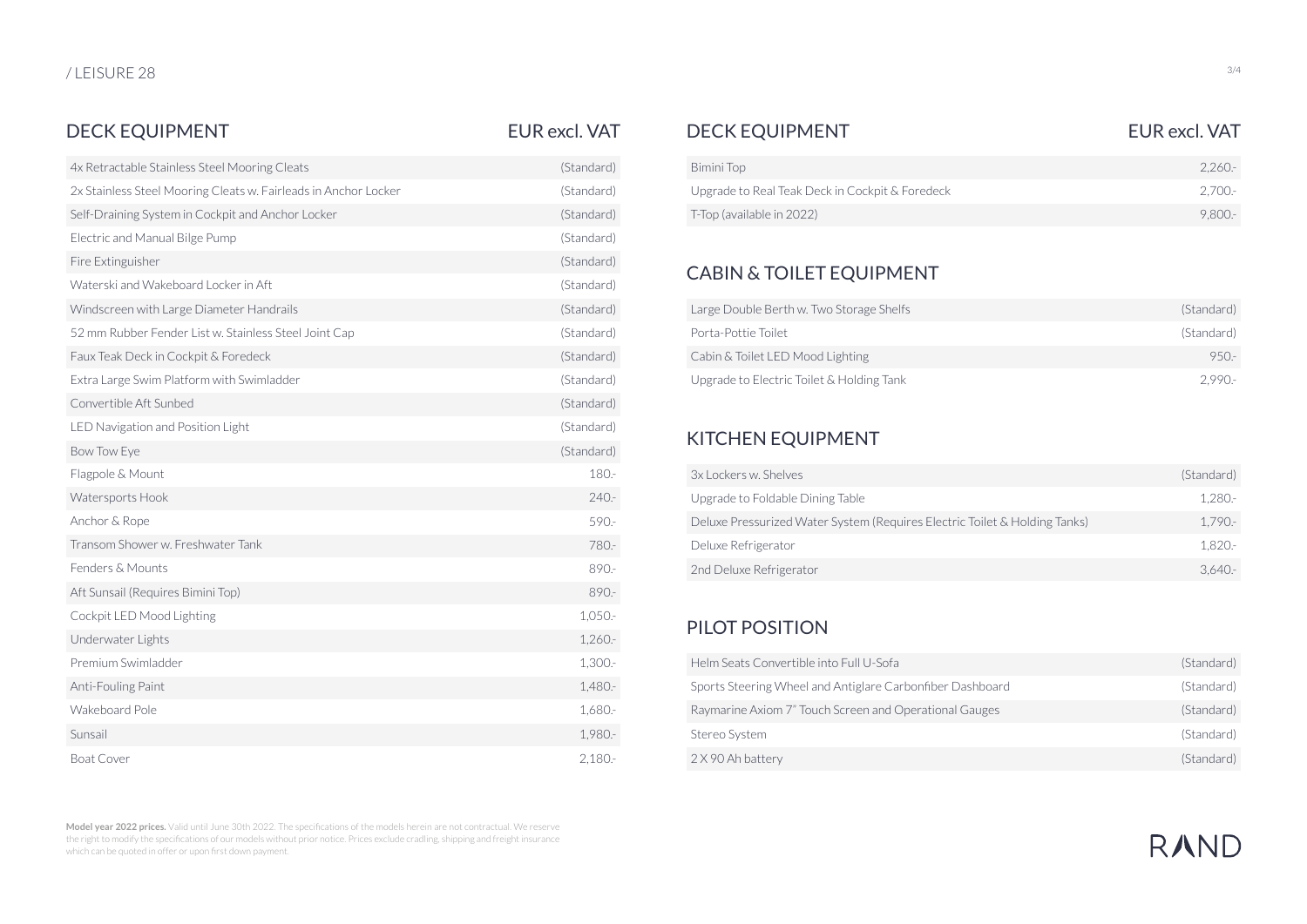## DECK EQUIPMENT

| DECK EQUIPMENT | EUR excl. VAT |
| --- | --- |
| 4x Retractable Stainless Steel Mooring Cleats | (Standard) |
| 2x Stainless Steel Mooring Cleats w. Fairleads in Anchor Locker | (Standard) |
| Self-Draining System in Cockpit and Anchor Locker | (Standard) |
| Electric and Manual Bilge Pump | (Standard) |
| Fire Extinguisher | (Standard) |
| Waterski and Wakeboard Locker in Aft | (Standard) |
| Windscreen with Large Diameter Handrails | (Standard) |
| 52 mm Rubber Fender List w. Stainless Steel Joint Cap | (Standard) |
| Faux Teak Deck in Cockpit & Foredeck | (Standard) |
| Extra Large Swim Platform with Swimladder | (Standard) |
| Convertible Aft Sunbed | (Standard) |
| LED Navigation and Position Light | (Standard) |
| Bow Tow Eye | (Standard) |
| Flagpole & Mount | 180.- |
| Watersports Hook | 240.- |
| Anchor & Rope | 590.- |
| Transom Shower w. Freshwater Tank | 780.- |
| Fenders & Mounts | 890.- |
| Aft Sunsail (Requires Bimini Top) | 890.- |
| Cockpit LED Mood Lighting | 1,050.- |
| Underwater Lights | 1,260.- |
| Premium Swimladder | 1,300.- |
| Anti-Fouling Paint | 1,480.- |
| Wakeboard Pole | 1,680.- |
| Sunsail | 1,980.- |
| Boat Cover | 2,180.- |
| Bimini Top | 2,260.- |
| Upgrade to Real Teak Deck in Cockpit & Foredeck | 2,700.- |
| T-Top (available in 2022) | 9,800.- |

## CABIN & TOILET EQUIPMENT

| CABIN & TOILET EQUIPMENT | EUR excl. VAT |
| --- | --- |
| Large Double Berth w. Two Storage Shelfs | (Standard) |
| Porta-Pottie Toilet | (Standard) |
| Cabin & Toilet LED Mood Lighting | 950.- |
| Upgrade to Electric Toilet & Holding Tank | 2,990.- |

## KITCHEN EQUIPMENT

| KITCHEN EQUIPMENT | EUR excl. VAT |
| --- | --- |
| 3x Lockers w. Shelves | (Standard) |
| Upgrade to Foldable Dining Table | 1,280.- |
| Deluxe Pressurized Water System (Requires Electric Toilet & Holding Tanks) | 1,790.- |
| Deluxe Refrigerator | 1,820.- |
| 2nd Deluxe Refrigerator | 3,640.- |

## PILOT POSITION

| PILOT POSITION | EUR excl. VAT |
| --- | --- |
| Helm Seats Convertible into Full U-Sofa | (Standard) |
| Sports Steering Wheel and Antiglare Carbonfiber Dashboard | (Standard) |
| Raymarine Axiom 7" Touch Screen and Operational Gauges | (Standard) |
| Stereo System | (Standard) |
| 2 X 90 Ah battery | (Standard) |

**Model year 2022 prices.** Valid until June 30th 2022. The specifications of the models herein are not contractual. We reserve the right to modify the specifications of our models without prior notice. Prices exclude cradling, shipping and freight insurance which can be quoted in offer or upon first down payment.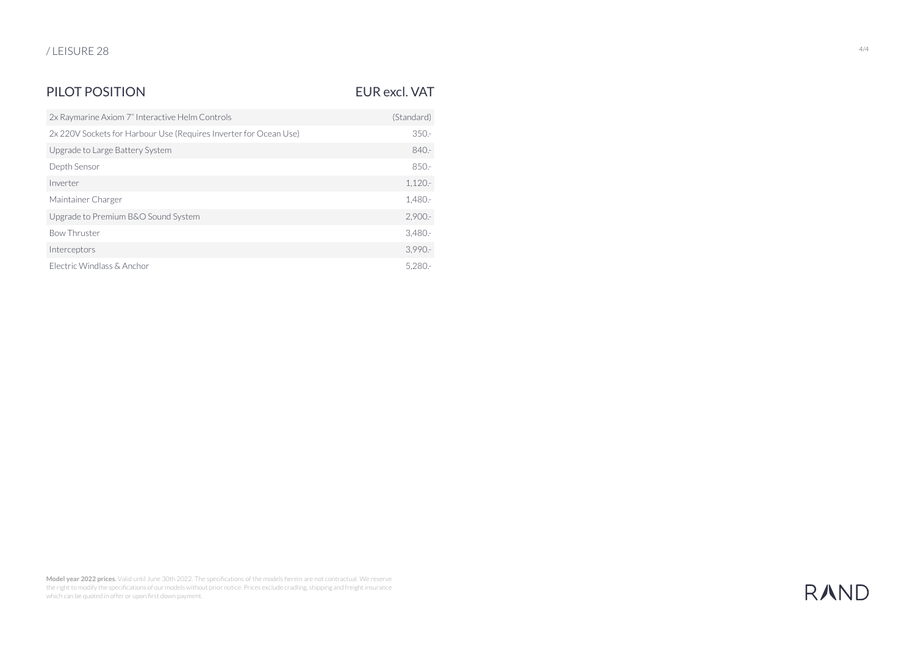/ LEISURE 28

## PILOT POSITION

| PILOT POSITION | EUR excl. VAT |
|---|---|
| 2x Raymarine Axiom 7" Interactive Helm Controls | (Standard) |
| 2x 220V Sockets for Harbour Use (Requires Inverter for Ocean Use) | 350.- |
| Upgrade to Large Battery System | 840.- |
| Depth Sensor | 850.- |
| Inverter | 1,120.- |
| Maintainer Charger | 1,480.- |
| Upgrade to Premium B&O Sound System | 2,900.- |
| Bow Thruster | 3,480.- |
| Interceptors | 3,990.- |
| Electric Windlass & Anchor | 5,280.- |

**Model year 2022 prices.** Valid until June 30th 2022. The specifications of the models herein are not contractual. We reserve the right to modify the specifications of our models without prior notice. Prices exclude cradling, shipping and freight insurance which can be quoted in offer or upon first down payment.

RAND